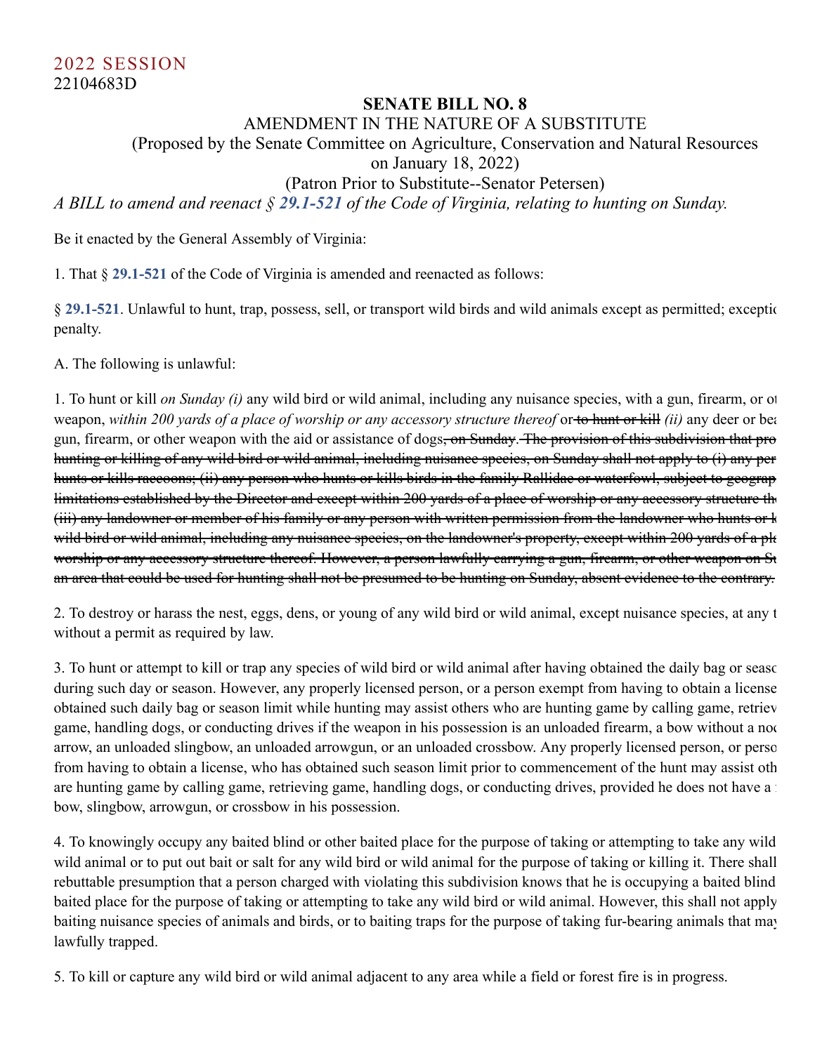2022 SESSION

22104683D

**SENATE BILL NO. 8**

AMENDMENT IN THE NATURE OF A SUBSTITUTE

(Proposed by the Senate Committee on Agriculture, Conservation and Natural Resources on January 18, 2022)

(Patron Prior to Substitute--Senator Petersen)

*A BILL to amend and reenact § 29.1-521 of the Code of Virginia, relating to hunting on Sunday.*

Be it enacted by the General Assembly of Virginia:

1. That § 29.1-521 of the Code of Virginia is amended and reenacted as follows:

§ 29.1-521. Unlawful to hunt, trap, possess, sell, or transport wild birds and wild animals except as permitted; exceptio penalty.

A. The following is unlawful:

1. To hunt or kill *on Sunday (i)* any wild bird or wild animal, including any nuisance species, with a gun, firearm, or ot weapon, *within 200 yards of a place of worship or any accessory structure thereof* or ~~to hunt or kill~~ *(ii)* any deer or bea gun, firearm, or other weapon with the aid or assistance of dogs~~, on Sunday~~. ~~The provision of this subdivision that pro hunting or killing of any wild bird or wild animal, including nuisance species, on Sunday shall not apply to (i) any per hunts or kills raccoons; (ii) any person who hunts or kills birds in the family Rallidae or waterfowl, subject to geograp limitations established by the Director and except within 200 yards of a place of worship or any accessory structure th (iii) any landowner or member of his family or any person with written permission from the landowner who hunts or k wild bird or wild animal, including any nuisance species, on the landowner's property, except within 200 yards of a pla worship or any accessory structure thereof. However, a person lawfully carrying a gun, firearm, or other weapon on Su an area that could be used for hunting shall not be presumed to be hunting on Sunday, absent evidence to the contrary.~~

2. To destroy or harass the nest, eggs, dens, or young of any wild bird or wild animal, except nuisance species, at any t without a permit as required by law.

3. To hunt or attempt to kill or trap any species of wild bird or wild animal after having obtained the daily bag or seaso during such day or season. However, any properly licensed person, or a person exempt from having to obtain a license obtained such daily bag or season limit while hunting may assist others who are hunting game by calling game, retriev game, handling dogs, or conducting drives if the weapon in his possession is an unloaded firearm, a bow without a noc arrow, an unloaded slingbow, an unloaded arrowgun, or an unloaded crossbow. Any properly licensed person, or perso from having to obtain a license, who has obtained such season limit prior to commencement of the hunt may assist oth are hunting game by calling game, retrieving game, handling dogs, or conducting drives, provided he does not have a bow, slingbow, arrowgun, or crossbow in his possession.

4. To knowingly occupy any baited blind or other baited place for the purpose of taking or attempting to take any wild wild animal or to put out bait or salt for any wild bird or wild animal for the purpose of taking or killing it. There shall rebuttable presumption that a person charged with violating this subdivision knows that he is occupying a baited blind baited place for the purpose of taking or attempting to take any wild bird or wild animal. However, this shall not apply baiting nuisance species of animals and birds, or to baiting traps for the purpose of taking fur-bearing animals that may lawfully trapped.

5. To kill or capture any wild bird or wild animal adjacent to any area while a field or forest fire is in progress.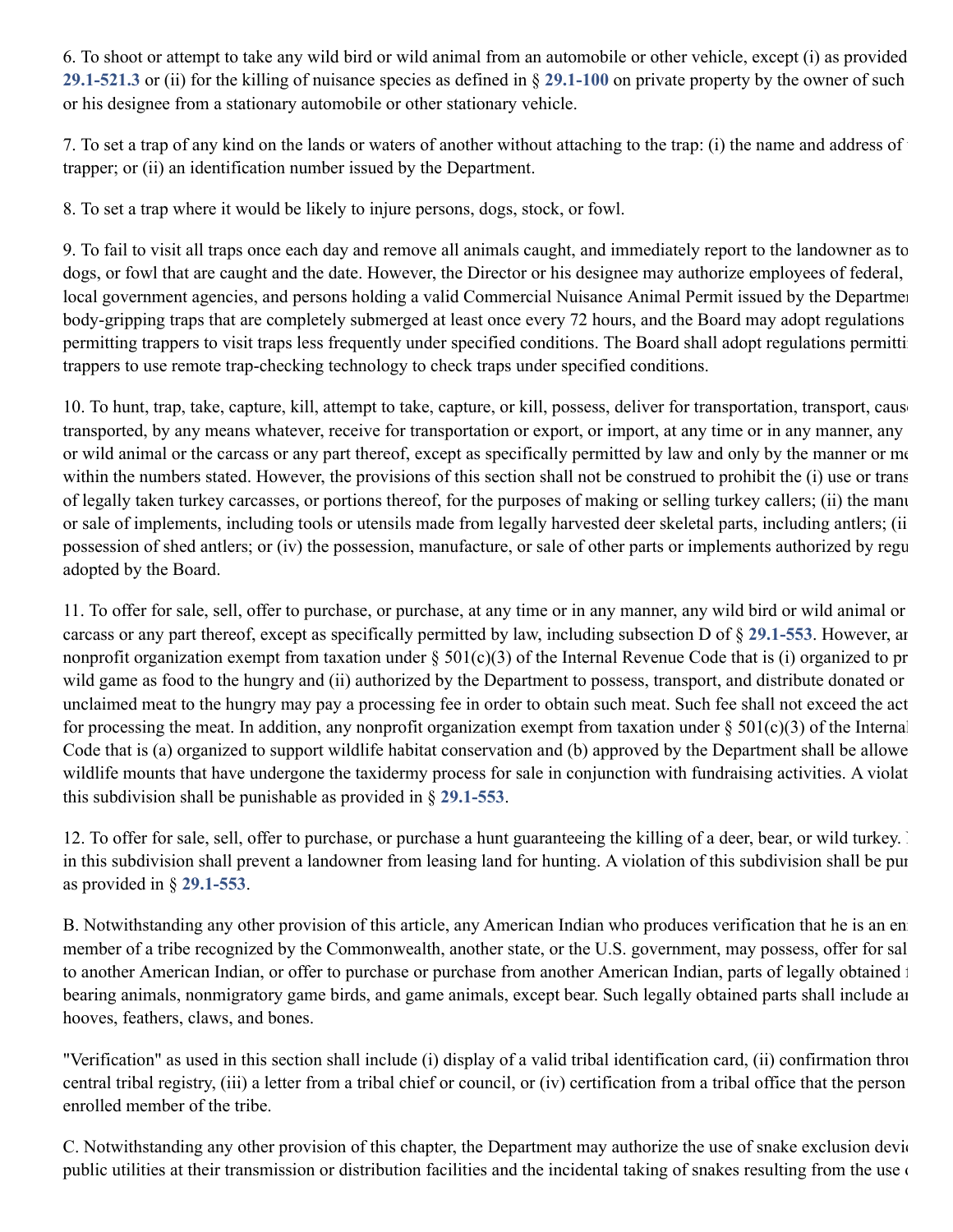6. To shoot or attempt to take any wild bird or wild animal from an automobile or other vehicle, except (i) as provided **29.1-521.3** or (ii) for the killing of nuisance species as defined in § **29.1-100** on private property by the owner of such or his designee from a stationary automobile or other stationary vehicle.

7. To set a trap of any kind on the lands or waters of another without attaching to the trap: (i) the name and address of trapper; or (ii) an identification number issued by the Department.

8. To set a trap where it would be likely to injure persons, dogs, stock, or fowl.

9. To fail to visit all traps once each day and remove all animals caught, and immediately report to the landowner as to dogs, or fowl that are caught and the date. However, the Director or his designee may authorize employees of federal, local government agencies, and persons holding a valid Commercial Nuisance Animal Permit issued by the Departme body-gripping traps that are completely submerged at least once every 72 hours, and the Board may adopt regulations permitting trappers to visit traps less frequently under specified conditions. The Board shall adopt regulations permitti trappers to use remote trap-checking technology to check traps under specified conditions.

10. To hunt, trap, take, capture, kill, attempt to take, capture, or kill, possess, deliver for transportation, transport, caus transported, by any means whatever, receive for transportation or export, or import, at any time or in any manner, any or wild animal or the carcass or any part thereof, except as specifically permitted by law and only by the manner or me within the numbers stated. However, the provisions of this section shall not be construed to prohibit the (i) use or trans of legally taken turkey carcasses, or portions thereof, for the purposes of making or selling turkey callers; (ii) the manu or sale of implements, including tools or utensils made from legally harvested deer skeletal parts, including antlers; (ii possession of shed antlers; or (iv) the possession, manufacture, or sale of other parts or implements authorized by regu adopted by the Board.

11. To offer for sale, sell, offer to purchase, or purchase, at any time or in any manner, any wild bird or wild animal or carcass or any part thereof, except as specifically permitted by law, including subsection D of § **29.1-553**. However, ar nonprofit organization exempt from taxation under § 501(c)(3) of the Internal Revenue Code that is (i) organized to pr wild game as food to the hungry and (ii) authorized by the Department to possess, transport, and distribute donated or unclaimed meat to the hungry may pay a processing fee in order to obtain such meat. Such fee shall not exceed the act for processing the meat. In addition, any nonprofit organization exempt from taxation under § 501(c)(3) of the Internal Code that is (a) organized to support wildlife habitat conservation and (b) approved by the Department shall be allowe wildlife mounts that have undergone the taxidermy process for sale in conjunction with fundraising activities. A violat this subdivision shall be punishable as provided in § **29.1-553**.

12. To offer for sale, sell, offer to purchase, or purchase a hunt guaranteeing the killing of a deer, bear, or wild turkey. in this subdivision shall prevent a landowner from leasing land for hunting. A violation of this subdivision shall be pur as provided in § **29.1-553**.

B. Notwithstanding any other provision of this article, any American Indian who produces verification that he is an en member of a tribe recognized by the Commonwealth, another state, or the U.S. government, may possess, offer for sal to another American Indian, or offer to purchase or purchase from another American Indian, parts of legally obtained bearing animals, nonmigratory game birds, and game animals, except bear. Such legally obtained parts shall include ar hooves, feathers, claws, and bones.

"Verification" as used in this section shall include (i) display of a valid tribal identification card, (ii) confirmation throu central tribal registry, (iii) a letter from a tribal chief or council, or (iv) certification from a tribal office that the person enrolled member of the tribe.

C. Notwithstanding any other provision of this chapter, the Department may authorize the use of snake exclusion devic public utilities at their transmission or distribution facilities and the incidental taking of snakes resulting from the use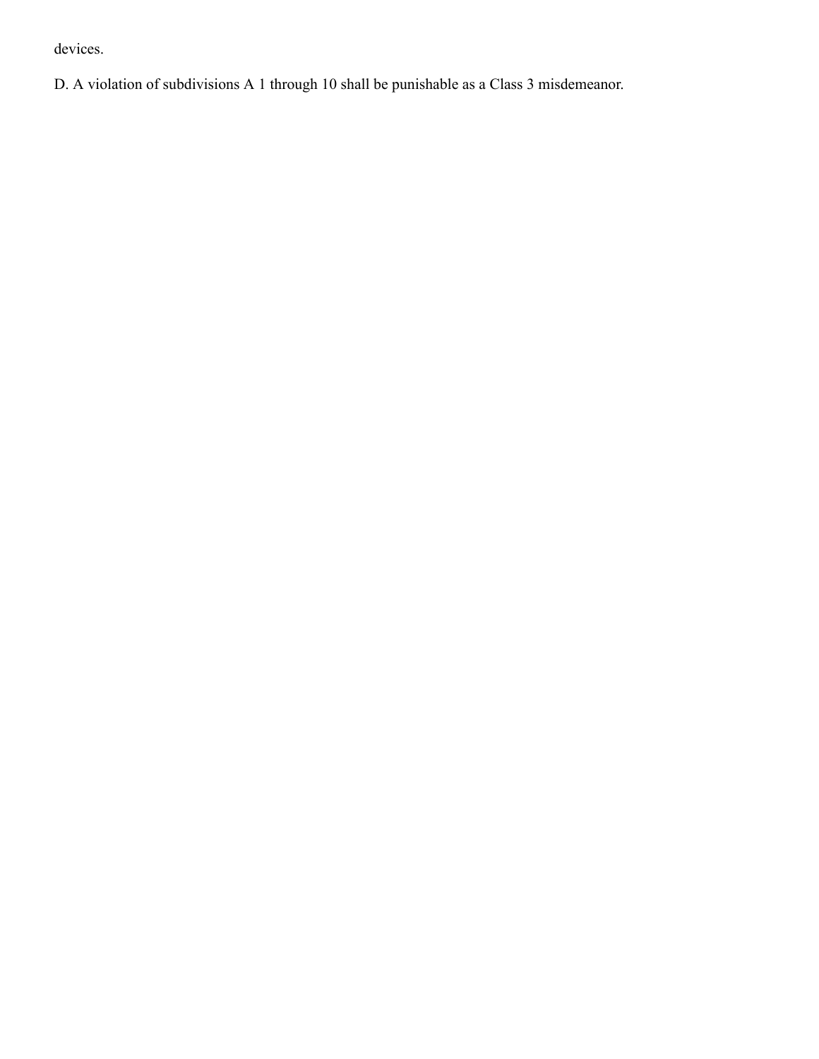devices.

D. A violation of subdivisions A 1 through 10 shall be punishable as a Class 3 misdemeanor.